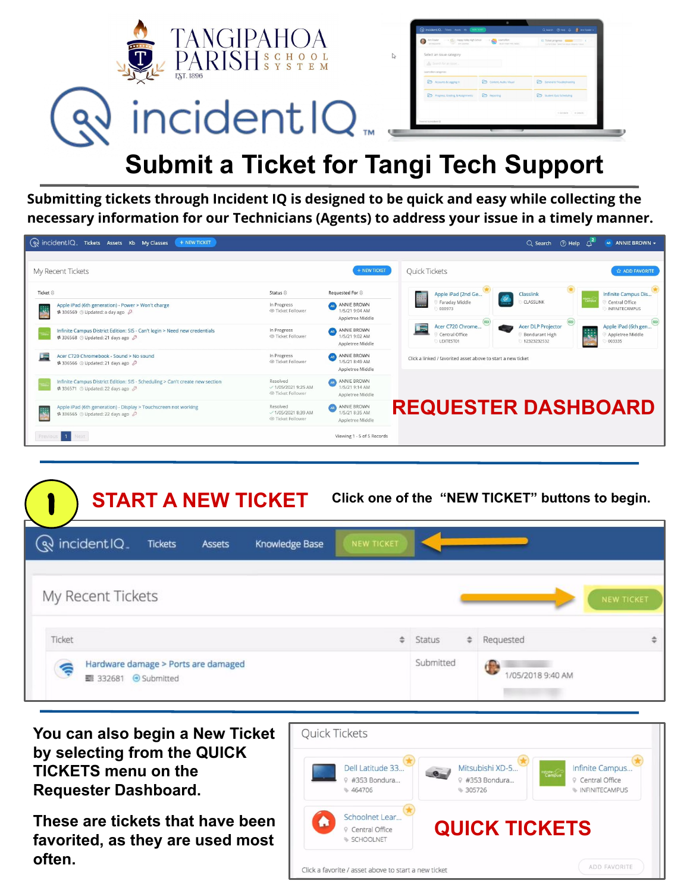# Submit a Ticket for Tangi Tech Support

**Submitting tickets through Incident IQ is designed to be quick and easy while collecting the necessary information for our Technicians (Agents) to address your issue in a timely manner.**

**REQUESTER DASHBOARD**

## 1 START A NEW TICKET

**Click one of the "NEW TICKET" buttons to begin.**

**You can also begin a New Ticket by selecting from the QUICK TICKETS menu on the Requester Dashboard.**

**These are tickets that have been favorited, as they are used most often.**

**QUICK TICKETS**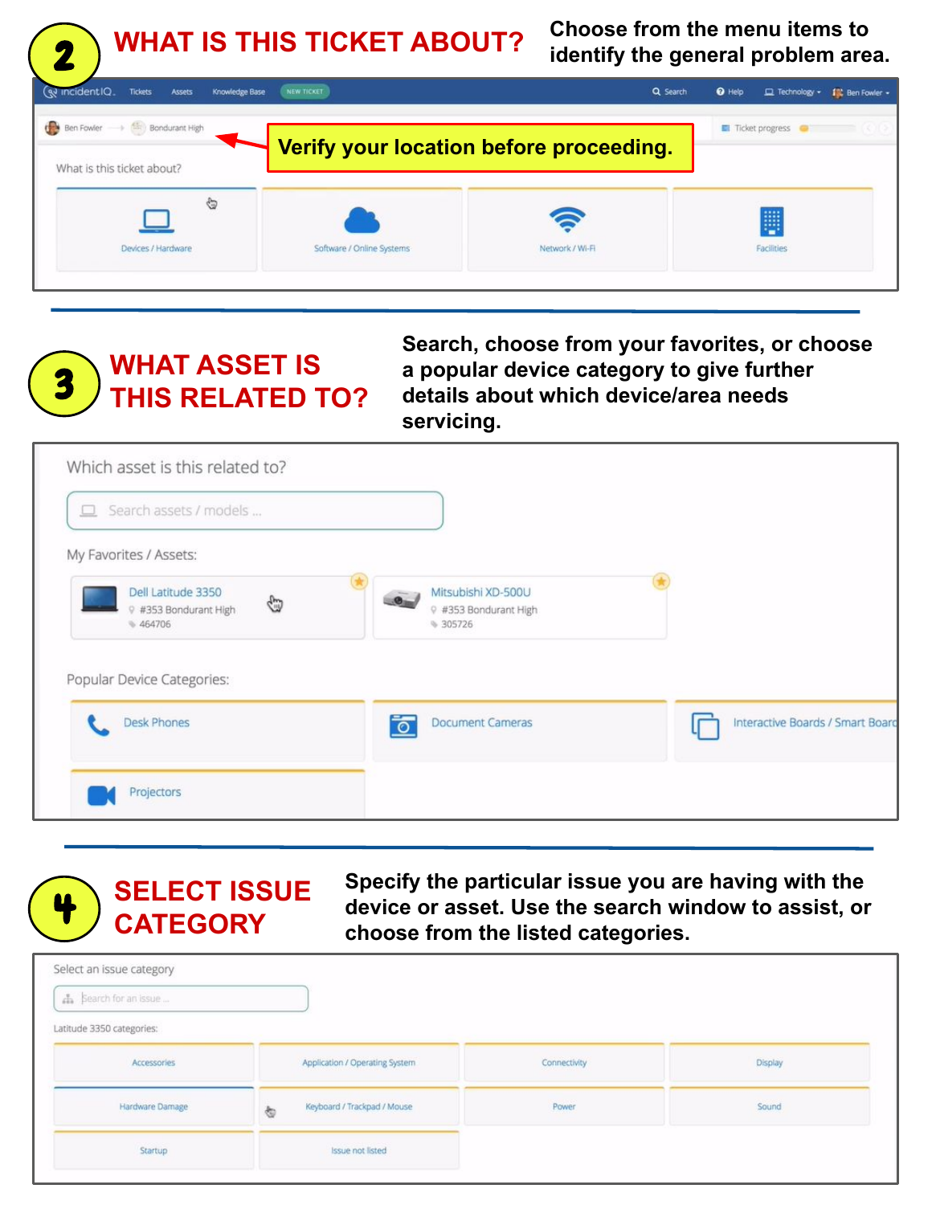## 2 WHAT IS THIS TICKET ABOUT?

Choose from the menu items to identify the general problem area.

incidentIQ | Tickets | Assets | Knowledge Base | NEW TICKET | Search | Help | Technology | Ben Fowler

Ben Fowler → Bondurant High

**Verify your location before proceeding.**

Ticket progress

What is this ticket about?

- Devices / Hardware
- Software / Online Systems
- Network / Wi-Fi
- Facilities

---

## 3 WHAT ASSET IS THIS RELATED TO?

Search, choose from your favorites, or choose a popular device category to give further details about which device/area needs servicing.

Which asset is this related to?

Search assets / models ...

My Favorites / Assets:

- Dell Latitude 3350 — #353 Bondurant High — 464706
- Mitsubishi XD-500U — #353 Bondurant High — 305726

Popular Device Categories:

- Desk Phones
- Document Cameras
- Interactive Boards / Smart Boar
- Projectors

---

## 4 SELECT ISSUE CATEGORY

Specify the particular issue you are having with the device or asset. Use the search window to assist, or choose from the listed categories.

Select an issue category

Search for an issue ...

Latitude 3350 categories:

| | | | |
|---|---|---|---|
| Accessories | Application / Operating System | Connectivity | Display |
| Hardware Damage | Keyboard / Trackpad / Mouse | Power | Sound |
| Startup | Issue not listed | | |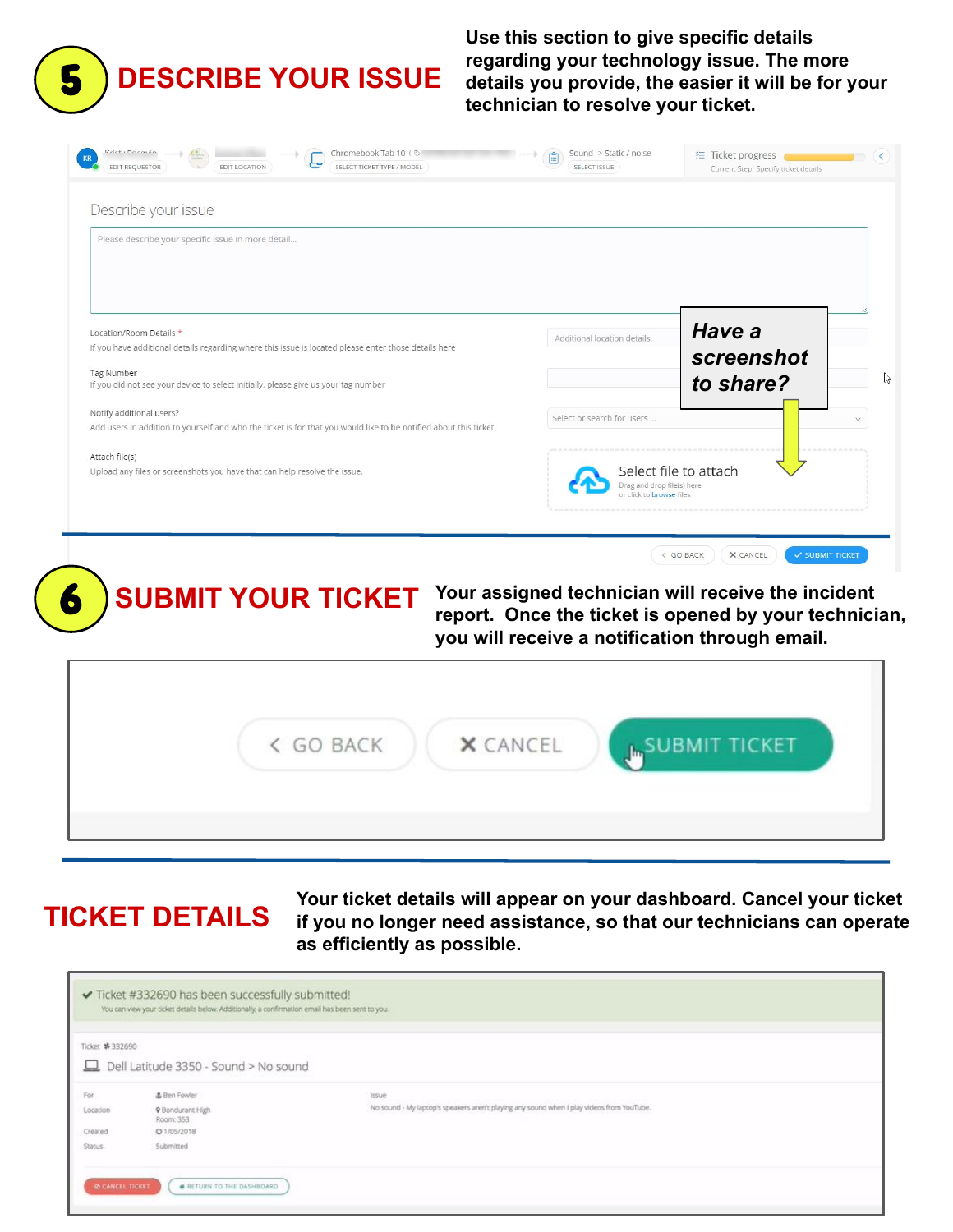## 5 DESCRIBE YOUR ISSUE

**Use this section to give specific details regarding your technology issue. The more details you provide, the easier it will be for your technician to resolve your ticket.**

EDIT REQUESTOR · EDIT LOCATION · Chromebook Tab 10 · SELECT TICKET TYPE / MODEL · Sound > Static / noise · SELECT ISSUE · Ticket progress · Current Step: Specify ticket details

Describe your issue

Please describe your specific issue in more detail...

Location/Room Details *
If you have additional details regarding where this issue is located please enter those details here

Additional location details...

Tag Number
If you did not see your device to select initially, please give us your tag number

Notify additional users?
Add users in addition to yourself and who the ticket is for that you would like to be notified about this ticket

Select or search for users ...

Attach file(s)
Upload any files or screenshots you have that can help resolve the issue.

Select file to attach
Drag and drop file(s) here
or click to browse files

***Have a screenshot to share?***

GO BACK · CANCEL · SUBMIT TICKET

## 6 SUBMIT YOUR TICKET

**Your assigned technician will receive the incident report. Once the ticket is opened by your technician, you will receive a notification through email.**

GO BACK · CANCEL · SUBMIT TICKET

## TICKET DETAILS

**Your ticket details will appear on your dashboard. Cancel your ticket if you no longer need assistance, so that our technicians can operate as efficiently as possible.**

Ticket #332690 has been successfully submitted!
You can view your ticket details below. Additionally, a confirmation email has been sent to you.

Ticket # 332690

Dell Latitude 3350 - Sound > No sound

| | | |
|---|---|---|
| For | Ben Fowler | Issue |
| Location | Bondurant High Room: 353 | No sound - My laptop's speakers aren't playing any sound when I play videos from YouTube. |
| Created | 1/05/2018 | |
| Status | Submitted | |

CANCEL TICKET · RETURN TO THE DASHBOARD